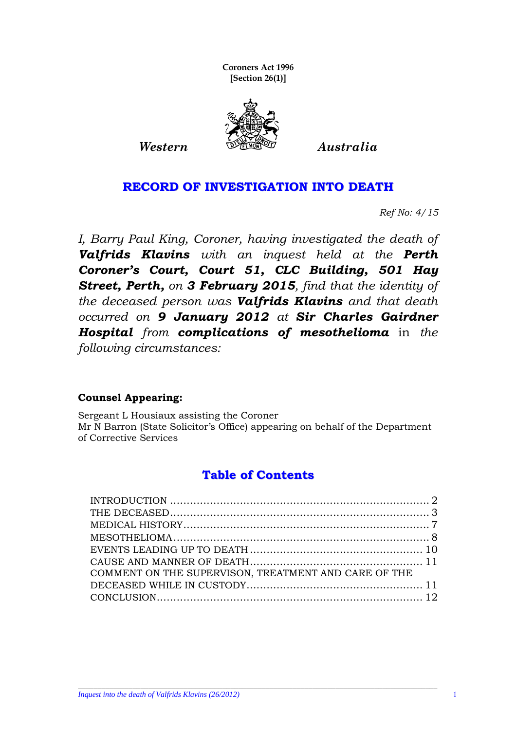**Coroners Act 1996**
**[Section 26(1)]**

*Western* *Australia*

# RECORD OF INVESTIGATION INTO DEATH

*Ref No: 4/15*

*I, Barry Paul King, Coroner, having investigated the death of* ***Valfrids Klavins*** *with an inquest held at the* ***Perth Coroner's Court, Court 51, CLC Building, 501 Hay Street, Perth,*** *on* ***3 February 2015****, find that the identity of the deceased person was* ***Valfrids Klavins*** *and that death occurred on* ***9 January 2012*** *at* ***Sir Charles Gairdner Hospital*** *from* ***complications of mesothelioma*** in *the following circumstances:*

**Counsel Appearing:**

Sergeant L Housiaux assisting the Coroner
Mr N Barron (State Solicitor's Office) appearing on behalf of the Department of Corrective Services

## Table of Contents

| | |
|---|---|
| INTRODUCTION | 2 |
| THE DECEASED | 3 |
| MEDICAL HISTORY | 7 |
| MESOTHELIOMA | 8 |
| EVENTS LEADING UP TO DEATH | 10 |
| CAUSE AND MANNER OF DEATH | 11 |
| COMMENT ON THE SUPERVISON, TREATMENT AND CARE OF THE DECEASED WHILE IN CUSTODY | 11 |
| CONCLUSION | 12 |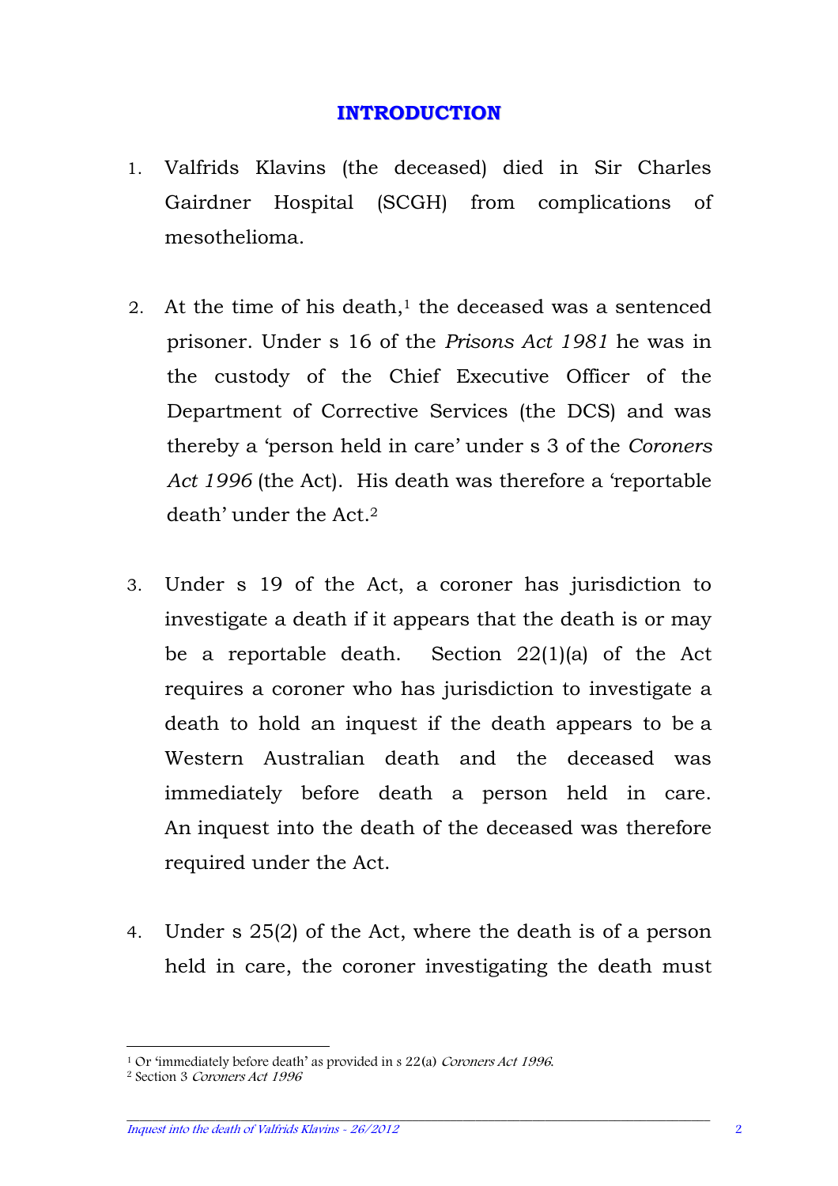## INTRODUCTION

1. Valfrids Klavins (the deceased) died in Sir Charles Gairdner Hospital (SCGH) from complications of mesothelioma.

2. At the time of his death,[1] the deceased was a sentenced prisoner. Under s 16 of the *Prisons Act 1981* he was in the custody of the Chief Executive Officer of the Department of Corrective Services (the DCS) and was thereby a 'person held in care' under s 3 of the *Coroners Act 1996* (the Act). His death was therefore a 'reportable death' under the Act.[2]

3. Under s 19 of the Act, a coroner has jurisdiction to investigate a death if it appears that the death is or may be a reportable death. Section 22(1)(a) of the Act requires a coroner who has jurisdiction to investigate a death to hold an inquest if the death appears to be a Western Australian death and the deceased was immediately before death a person held in care. An inquest into the death of the deceased was therefore required under the Act.

4. Under s 25(2) of the Act, where the death is of a person held in care, the coroner investigating the death must

[1] Or 'immediately before death' as provided in s 22(a) *Coroners Act 1996*.

[2] Section 3 *Coroners Act 1996*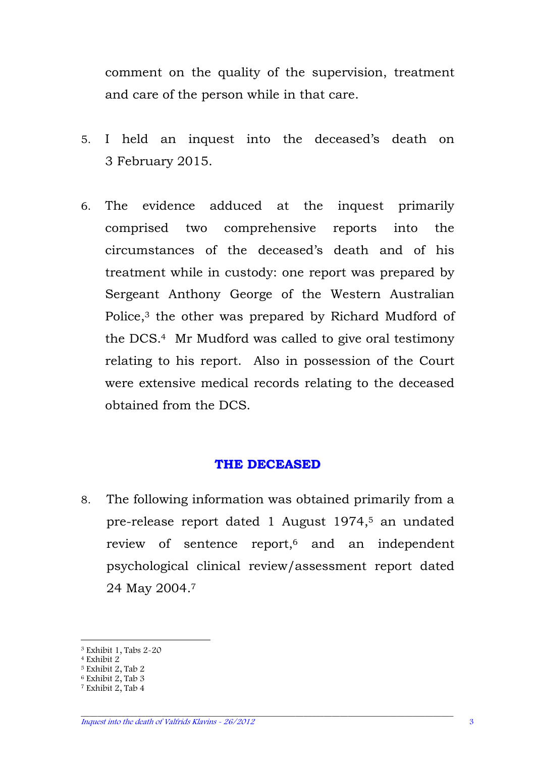comment on the quality of the supervision, treatment and care of the person while in that care.

5. I held an inquest into the deceased's death on 3 February 2015.

6. The evidence adduced at the inquest primarily comprised two comprehensive reports into the circumstances of the deceased's death and of his treatment while in custody: one report was prepared by Sergeant Anthony George of the Western Australian Police,[3] the other was prepared by Richard Mudford of the DCS.[4] Mr Mudford was called to give oral testimony relating to his report. Also in possession of the Court were extensive medical records relating to the deceased obtained from the DCS.

## THE DECEASED

8. The following information was obtained primarily from a pre-release report dated 1 August 1974,[5] an undated review of sentence report,[6] and an independent psychological clinical review/assessment report dated 24 May 2004.[7]

---

[3] Exhibit 1, Tabs 2-20
[4] Exhibit 2
[5] Exhibit 2, Tab 2
[6] Exhibit 2, Tab 3
[7] Exhibit 2, Tab 4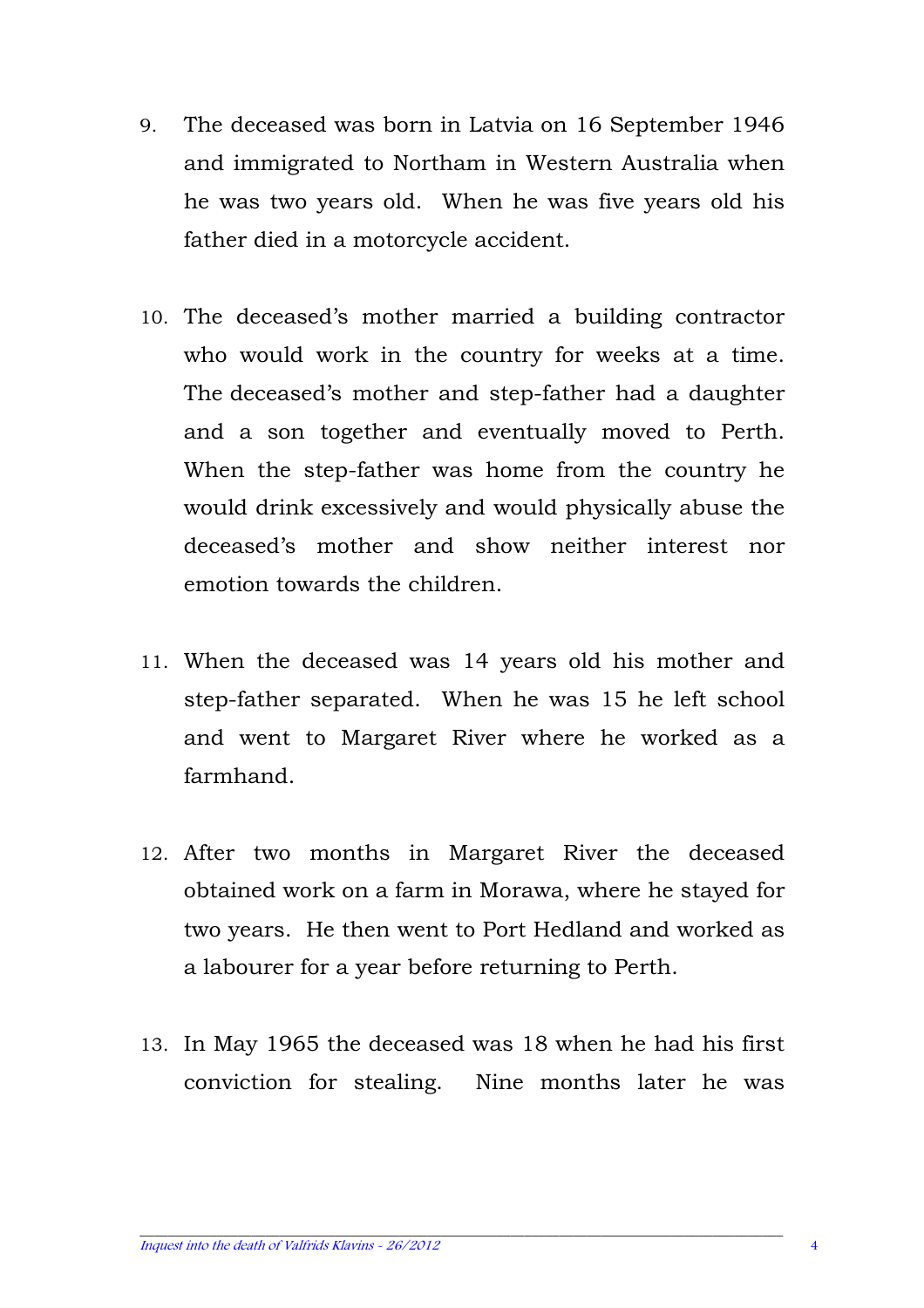9. The deceased was born in Latvia on 16 September 1946 and immigrated to Northam in Western Australia when he was two years old. When he was five years old his father died in a motorcycle accident.

10. The deceased's mother married a building contractor who would work in the country for weeks at a time. The deceased's mother and step-father had a daughter and a son together and eventually moved to Perth. When the step-father was home from the country he would drink excessively and would physically abuse the deceased's mother and show neither interest nor emotion towards the children.

11. When the deceased was 14 years old his mother and step-father separated. When he was 15 he left school and went to Margaret River where he worked as a farmhand.

12. After two months in Margaret River the deceased obtained work on a farm in Morawa, where he stayed for two years. He then went to Port Hedland and worked as a labourer for a year before returning to Perth.

13. In May 1965 the deceased was 18 when he had his first conviction for stealing. Nine months later he was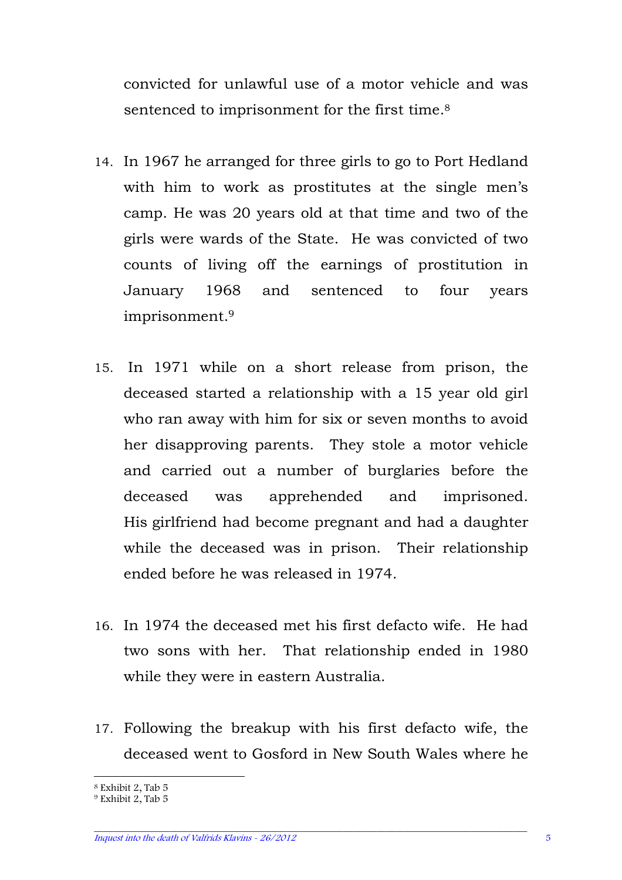convicted for unlawful use of a motor vehicle and was sentenced to imprisonment for the first time.[8]

14. In 1967 he arranged for three girls to go to Port Hedland with him to work as prostitutes at the single men's camp. He was 20 years old at that time and two of the girls were wards of the State. He was convicted of two counts of living off the earnings of prostitution in January 1968 and sentenced to four years imprisonment.[9]

15. In 1971 while on a short release from prison, the deceased started a relationship with a 15 year old girl who ran away with him for six or seven months to avoid her disapproving parents. They stole a motor vehicle and carried out a number of burglaries before the deceased was apprehended and imprisoned. His girlfriend had become pregnant and had a daughter while the deceased was in prison. Their relationship ended before he was released in 1974.

16. In 1974 the deceased met his first defacto wife. He had two sons with her. That relationship ended in 1980 while they were in eastern Australia.

17. Following the breakup with his first defacto wife, the deceased went to Gosford in New South Wales where he

---

[8] Exhibit 2, Tab 5

[9] Exhibit 2, Tab 5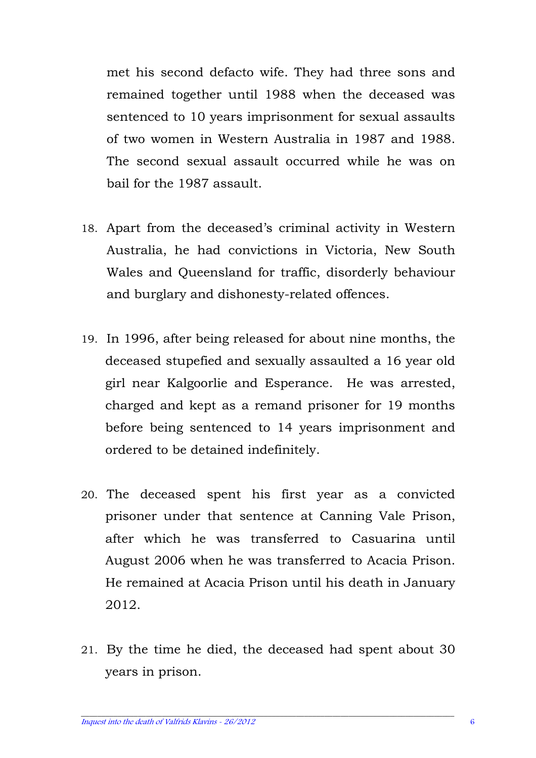met his second defacto wife. They had three sons and remained together until 1988 when the deceased was sentenced to 10 years imprisonment for sexual assaults of two women in Western Australia in 1987 and 1988. The second sexual assault occurred while he was on bail for the 1987 assault.

18. Apart from the deceased's criminal activity in Western Australia, he had convictions in Victoria, New South Wales and Queensland for traffic, disorderly behaviour and burglary and dishonesty-related offences.

19. In 1996, after being released for about nine months, the deceased stupefied and sexually assaulted a 16 year old girl near Kalgoorlie and Esperance. He was arrested, charged and kept as a remand prisoner for 19 months before being sentenced to 14 years imprisonment and ordered to be detained indefinitely.

20. The deceased spent his first year as a convicted prisoner under that sentence at Canning Vale Prison, after which he was transferred to Casuarina until August 2006 when he was transferred to Acacia Prison. He remained at Acacia Prison until his death in January 2012.

21. By the time he died, the deceased had spent about 30 years in prison.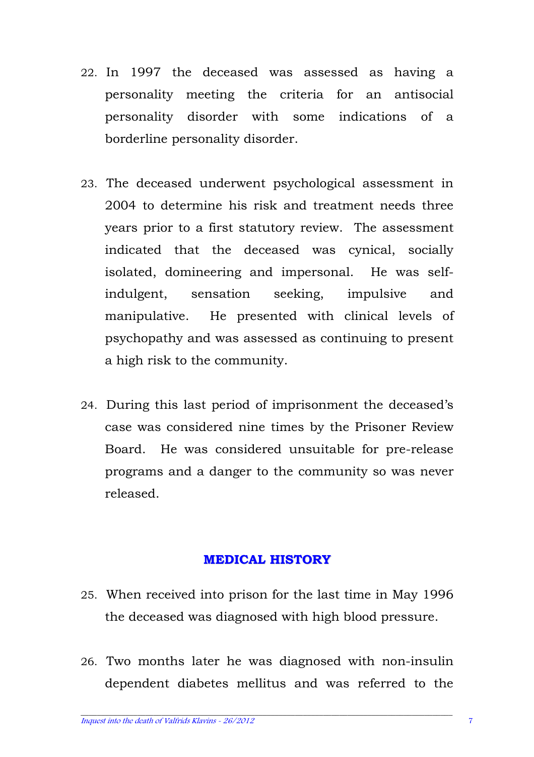22. In 1997 the deceased was assessed as having a personality meeting the criteria for an antisocial personality disorder with some indications of a borderline personality disorder.

23. The deceased underwent psychological assessment in 2004 to determine his risk and treatment needs three years prior to a first statutory review. The assessment indicated that the deceased was cynical, socially isolated, domineering and impersonal. He was self-indulgent, sensation seeking, impulsive and manipulative. He presented with clinical levels of psychopathy and was assessed as continuing to present a high risk to the community.

24. During this last period of imprisonment the deceased's case was considered nine times by the Prisoner Review Board. He was considered unsuitable for pre-release programs and a danger to the community so was never released.

## MEDICAL HISTORY

25. When received into prison for the last time in May 1996 the deceased was diagnosed with high blood pressure.

26. Two months later he was diagnosed with non-insulin dependent diabetes mellitus and was referred to the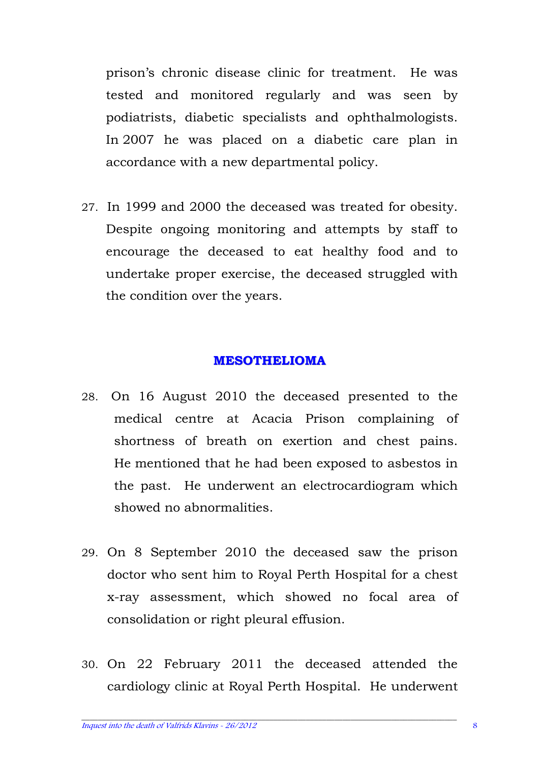prison's chronic disease clinic for treatment. He was tested and monitored regularly and was seen by podiatrists, diabetic specialists and ophthalmologists. In 2007 he was placed on a diabetic care plan in accordance with a new departmental policy.

27. In 1999 and 2000 the deceased was treated for obesity. Despite ongoing monitoring and attempts by staff to encourage the deceased to eat healthy food and to undertake proper exercise, the deceased struggled with the condition over the years.

## MESOTHELIOMA

28. On 16 August 2010 the deceased presented to the medical centre at Acacia Prison complaining of shortness of breath on exertion and chest pains. He mentioned that he had been exposed to asbestos in the past. He underwent an electrocardiogram which showed no abnormalities.

29. On 8 September 2010 the deceased saw the prison doctor who sent him to Royal Perth Hospital for a chest x-ray assessment, which showed no focal area of consolidation or right pleural effusion.

30. On 22 February 2011 the deceased attended the cardiology clinic at Royal Perth Hospital. He underwent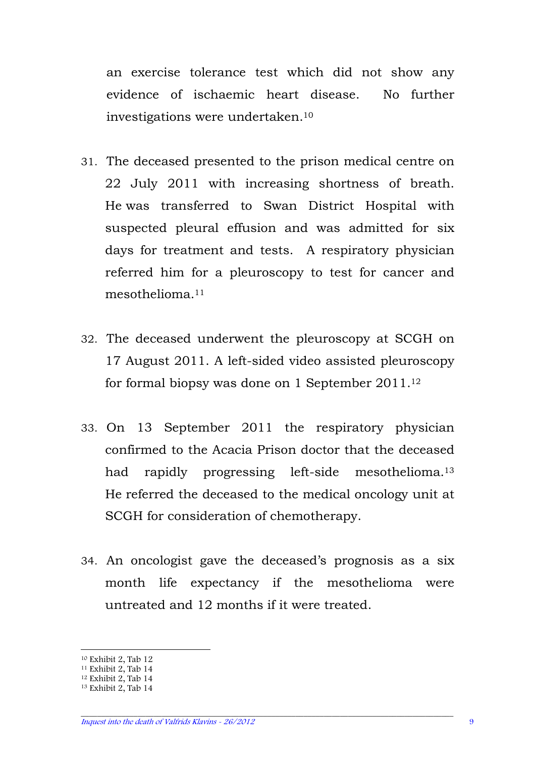an exercise tolerance test which did not show any evidence of ischaemic heart disease. No further investigations were undertaken.[10]

31. The deceased presented to the prison medical centre on 22 July 2011 with increasing shortness of breath. He was transferred to Swan District Hospital with suspected pleural effusion and was admitted for six days for treatment and tests. A respiratory physician referred him for a pleuroscopy to test for cancer and mesothelioma.[11]

32. The deceased underwent the pleuroscopy at SCGH on 17 August 2011. A left-sided video assisted pleuroscopy for formal biopsy was done on 1 September 2011.[12]

33. On 13 September 2011 the respiratory physician confirmed to the Acacia Prison doctor that the deceased had rapidly progressing left-side mesothelioma.[13] He referred the deceased to the medical oncology unit at SCGH for consideration of chemotherapy.

34. An oncologist gave the deceased's prognosis as a six month life expectancy if the mesothelioma were untreated and 12 months if it were treated.

---

[10] Exhibit 2, Tab 12
[11] Exhibit 2, Tab 14
[12] Exhibit 2, Tab 14
[13] Exhibit 2, Tab 14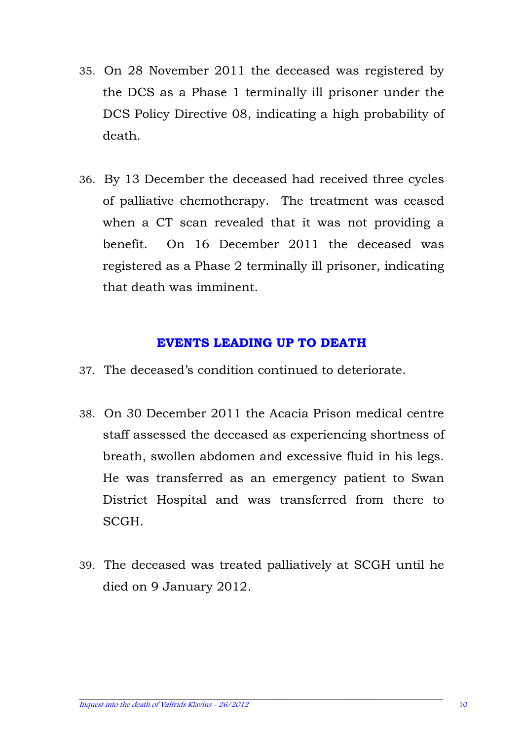35. On 28 November 2011 the deceased was registered by the DCS as a Phase 1 terminally ill prisoner under the DCS Policy Directive 08, indicating a high probability of death.

36. By 13 December the deceased had received three cycles of palliative chemotherapy. The treatment was ceased when a CT scan revealed that it was not providing a benefit. On 16 December 2011 the deceased was registered as a Phase 2 terminally ill prisoner, indicating that death was imminent.

## EVENTS LEADING UP TO DEATH

37. The deceased's condition continued to deteriorate.

38. On 30 December 2011 the Acacia Prison medical centre staff assessed the deceased as experiencing shortness of breath, swollen abdomen and excessive fluid in his legs. He was transferred as an emergency patient to Swan District Hospital and was transferred from there to SCGH.

39. The deceased was treated palliatively at SCGH until he died on 9 January 2012.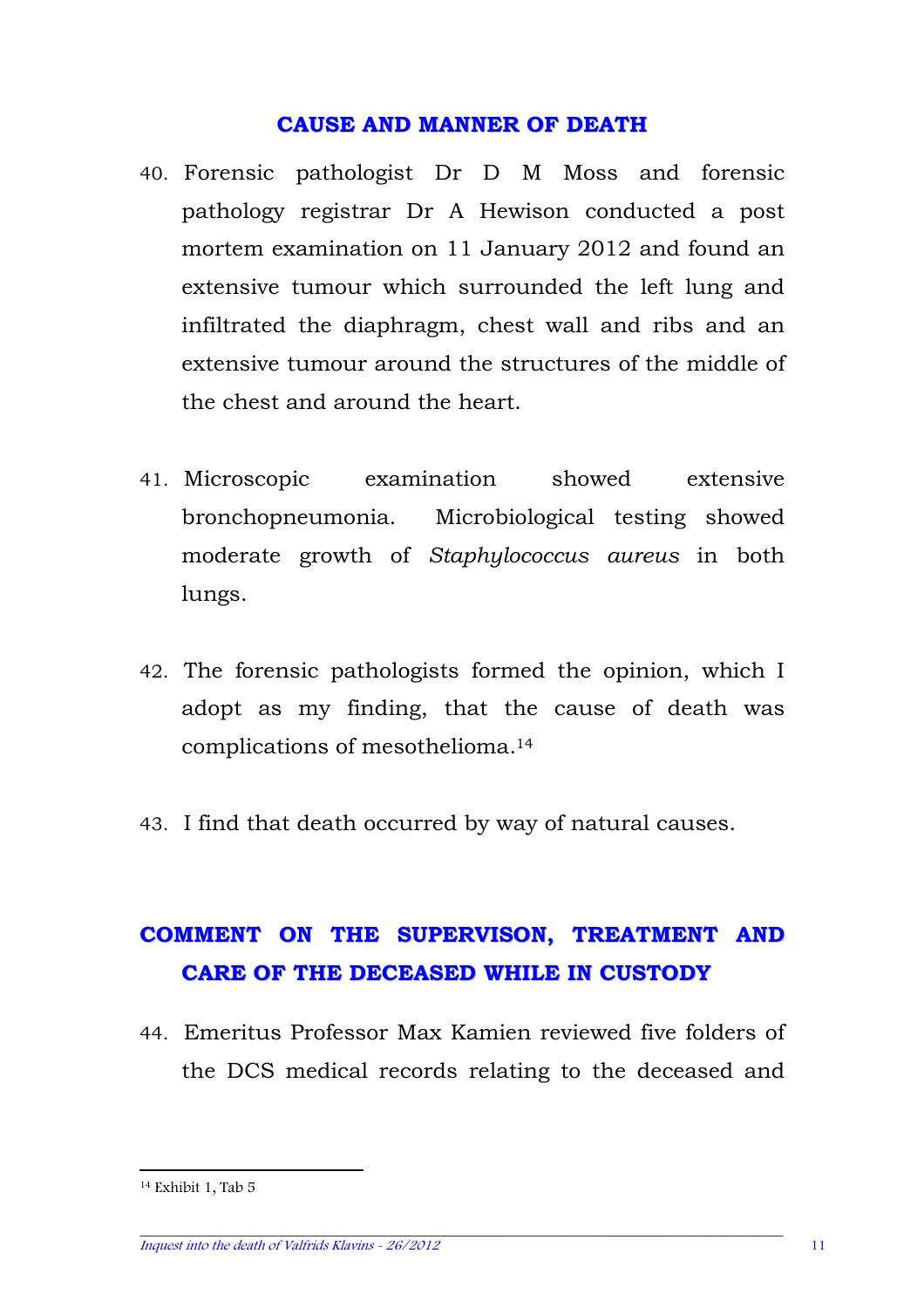## CAUSE AND MANNER OF DEATH

40. Forensic pathologist Dr D M Moss and forensic pathology registrar Dr A Hewison conducted a post mortem examination on 11 January 2012 and found an extensive tumour which surrounded the left lung and infiltrated the diaphragm, chest wall and ribs and an extensive tumour around the structures of the middle of the chest and around the heart.

41. Microscopic examination showed extensive bronchopneumonia. Microbiological testing showed moderate growth of *Staphylococcus aureus* in both lungs.

42. The forensic pathologists formed the opinion, which I adopt as my finding, that the cause of death was complications of mesothelioma.[14]

43. I find that death occurred by way of natural causes.

## COMMENT ON THE SUPERVISON, TREATMENT AND CARE OF THE DECEASED WHILE IN CUSTODY

44. Emeritus Professor Max Kamien reviewed five folders of the DCS medical records relating to the deceased and

[14] Exhibit 1, Tab 5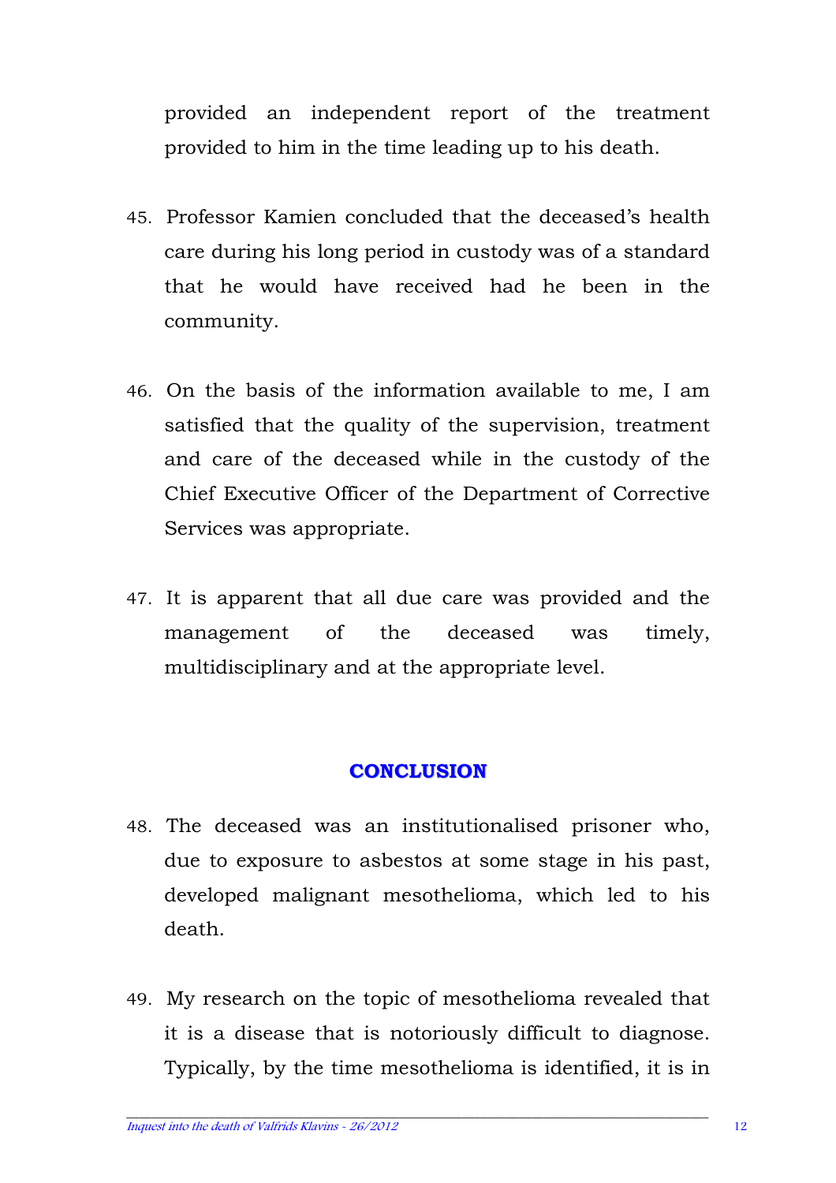provided an independent report of the treatment provided to him in the time leading up to his death.

45. Professor Kamien concluded that the deceased's health care during his long period in custody was of a standard that he would have received had he been in the community.

46. On the basis of the information available to me, I am satisfied that the quality of the supervision, treatment and care of the deceased while in the custody of the Chief Executive Officer of the Department of Corrective Services was appropriate.

47. It is apparent that all due care was provided and the management of the deceased was timely, multidisciplinary and at the appropriate level.

## CONCLUSION

48. The deceased was an institutionalised prisoner who, due to exposure to asbestos at some stage in his past, developed malignant mesothelioma, which led to his death.

49. My research on the topic of mesothelioma revealed that it is a disease that is notoriously difficult to diagnose. Typically, by the time mesothelioma is identified, it is in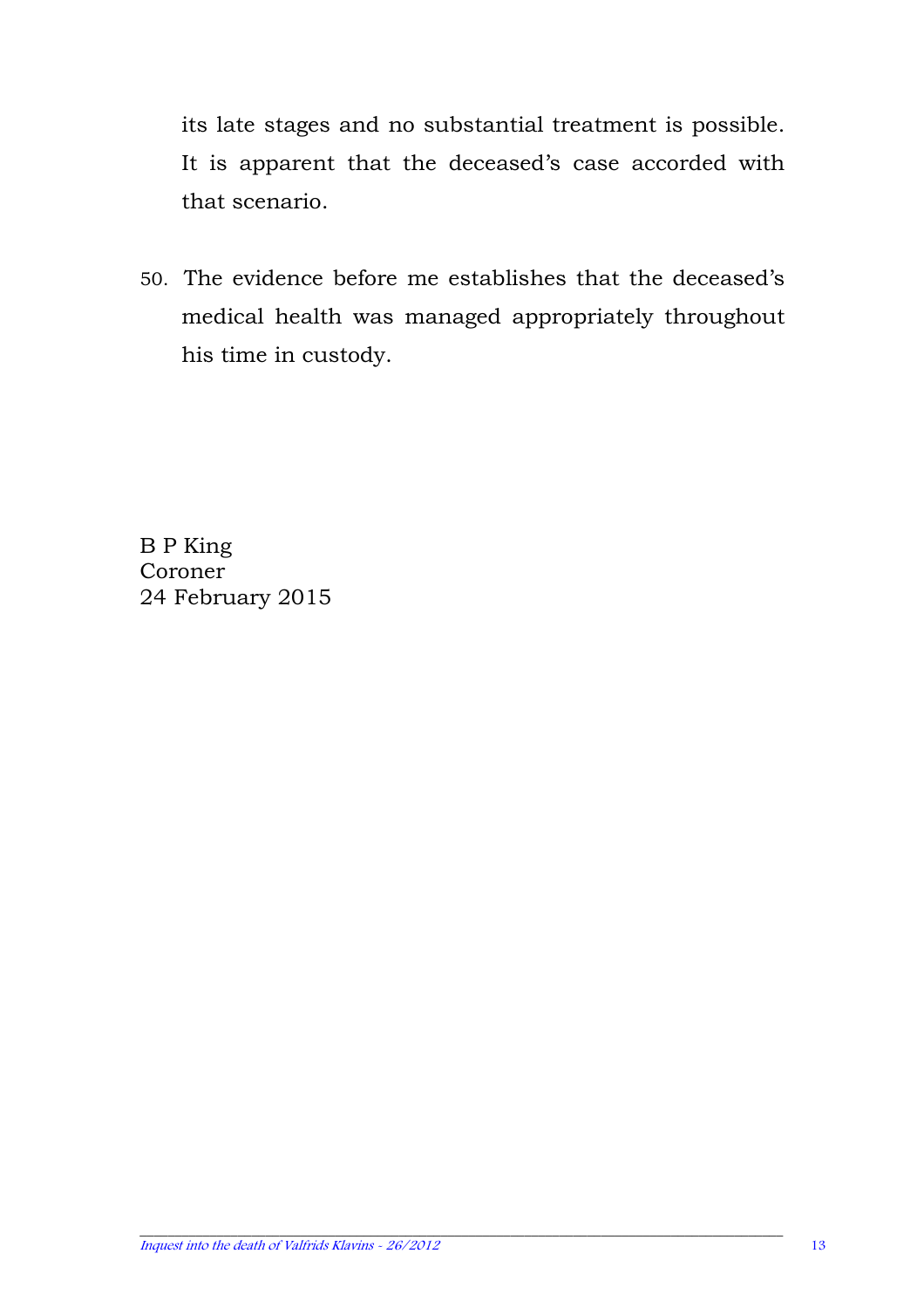its late stages and no substantial treatment is possible. It is apparent that the deceased's case accorded with that scenario.

50. The evidence before me establishes that the deceased's medical health was managed appropriately throughout his time in custody.

B P King
Coroner
24 February 2015